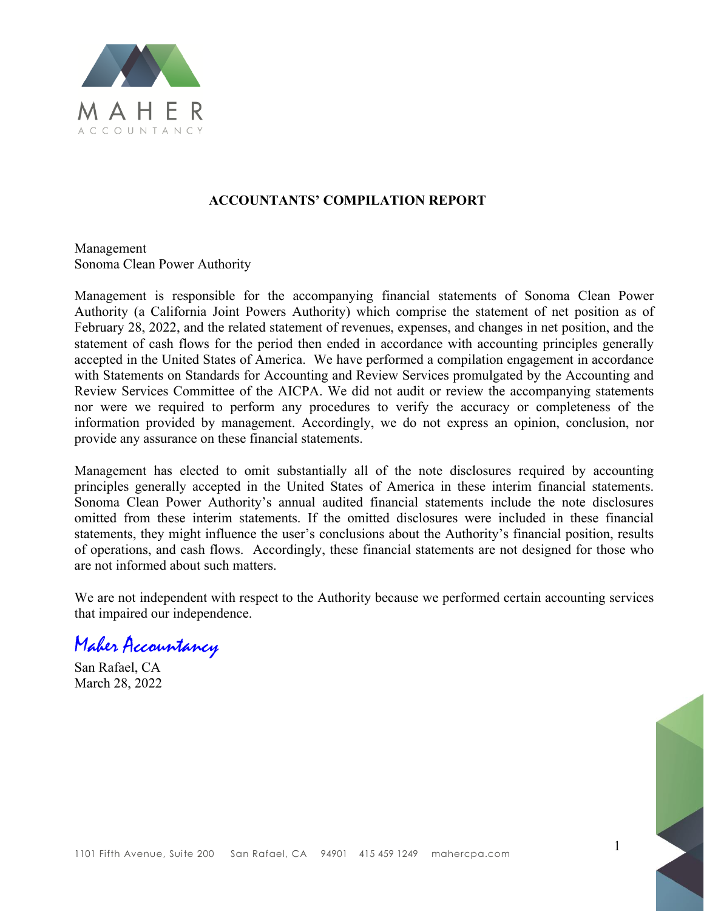MAHER ACCOUNTANCY

## ACCOUNTANTS' COMPILATION REPORT

Management
Sonoma Clean Power Authority

Management is responsible for the accompanying financial statements of Sonoma Clean Power Authority (a California Joint Powers Authority) which comprise the statement of net position as of February 28, 2022, and the related statement of revenues, expenses, and changes in net position, and the statement of cash flows for the period then ended in accordance with accounting principles generally accepted in the United States of America. We have performed a compilation engagement in accordance with Statements on Standards for Accounting and Review Services promulgated by the Accounting and Review Services Committee of the AICPA. We did not audit or review the accompanying statements nor were we required to perform any procedures to verify the accuracy or completeness of the information provided by management. Accordingly, we do not express an opinion, conclusion, nor provide any assurance on these financial statements.

Management has elected to omit substantially all of the note disclosures required by accounting principles generally accepted in the United States of America in these interim financial statements. Sonoma Clean Power Authority's annual audited financial statements include the note disclosures omitted from these interim statements. If the omitted disclosures were included in these financial statements, they might influence the user's conclusions about the Authority's financial position, results of operations, and cash flows. Accordingly, these financial statements are not designed for those who are not informed about such matters.

We are not independent with respect to the Authority because we performed certain accounting services that impaired our independence.

*Maher Accountancy*

San Rafael, CA
March 28, 2022

1101 Fifth Avenue, Suite 200 San Rafael, CA 94901 415 459 1249 mahercpa.com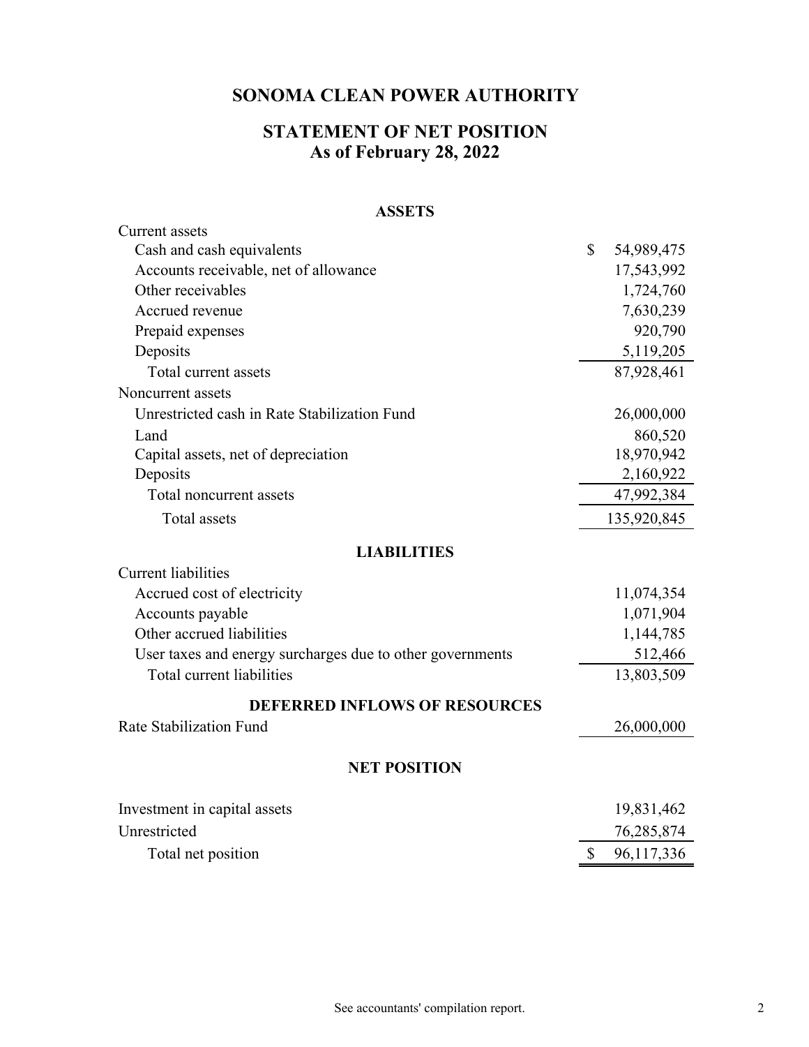# SONOMA CLEAN POWER AUTHORITY

## STATEMENT OF NET POSITION
## As of February 28, 2022

| | |
|---|---|
| **ASSETS** | |
| Current assets | |
| Cash and cash equivalents | $ 54,989,475 |
| Accounts receivable, net of allowance | 17,543,992 |
| Other receivables | 1,724,760 |
| Accrued revenue | 7,630,239 |
| Prepaid expenses | 920,790 |
| Deposits | 5,119,205 |
| Total current assets | 87,928,461 |
| Noncurrent assets | |
| Unrestricted cash in Rate Stabilization Fund | 26,000,000 |
| Land | 860,520 |
| Capital assets, net of depreciation | 18,970,942 |
| Deposits | 2,160,922 |
| Total noncurrent assets | 47,992,384 |
| Total assets | 135,920,845 |
| **LIABILITIES** | |
| Current liabilities | |
| Accrued cost of electricity | 11,074,354 |
| Accounts payable | 1,071,904 |
| Other accrued liabilities | 1,144,785 |
| User taxes and energy surcharges due to other governments | 512,466 |
| Total current liabilities | 13,803,509 |
| **DEFERRED INFLOWS OF RESOURCES** | |
| Rate Stabilization Fund | 26,000,000 |
| **NET POSITION** | |
| Investment in capital assets | 19,831,462 |
| Unrestricted | 76,285,874 |
| Total net position | $ 96,117,336 |

See accountants' compilation report.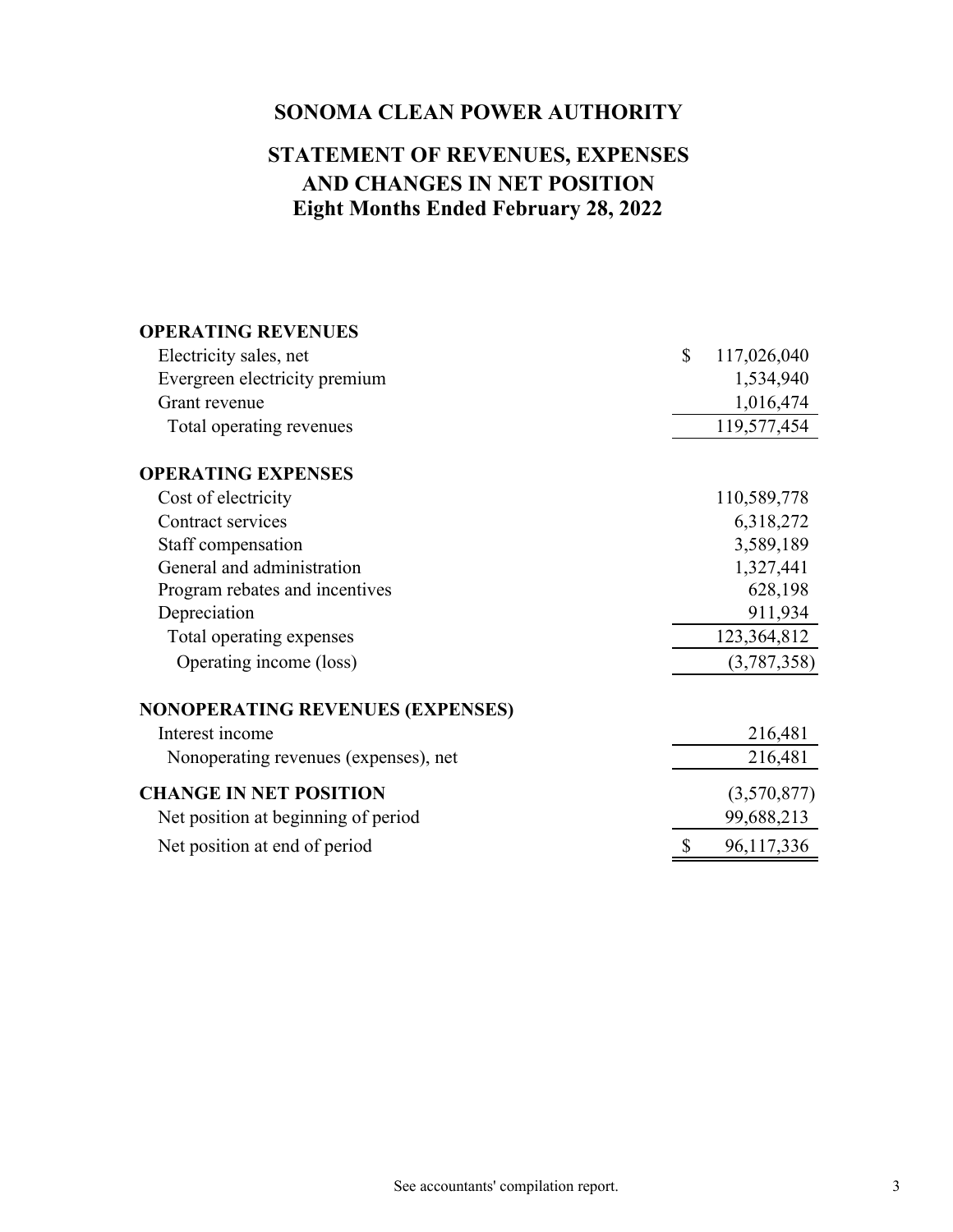# SONOMA CLEAN POWER AUTHORITY

## STATEMENT OF REVENUES, EXPENSES AND CHANGES IN NET POSITION

### Eight Months Ended February 28, 2022

| | |
|---|---|
| **OPERATING REVENUES** | |
| Electricity sales, net | $ 117,026,040 |
| Evergreen electricity premium | 1,534,940 |
| Grant revenue | 1,016,474 |
| Total operating revenues | 119,577,454 |
| **OPERATING EXPENSES** | |
| Cost of electricity | 110,589,778 |
| Contract services | 6,318,272 |
| Staff compensation | 3,589,189 |
| General and administration | 1,327,441 |
| Program rebates and incentives | 628,198 |
| Depreciation | 911,934 |
| Total operating expenses | 123,364,812 |
| Operating income (loss) | (3,787,358) |
| **NONOPERATING REVENUES (EXPENSES)** | |
| Interest income | 216,481 |
| Nonoperating revenues (expenses), net | 216,481 |
| **CHANGE IN NET POSITION** | (3,570,877) |
| Net position at beginning of period | 99,688,213 |
| Net position at end of period | $ 96,117,336 |

See accountants' compilation report.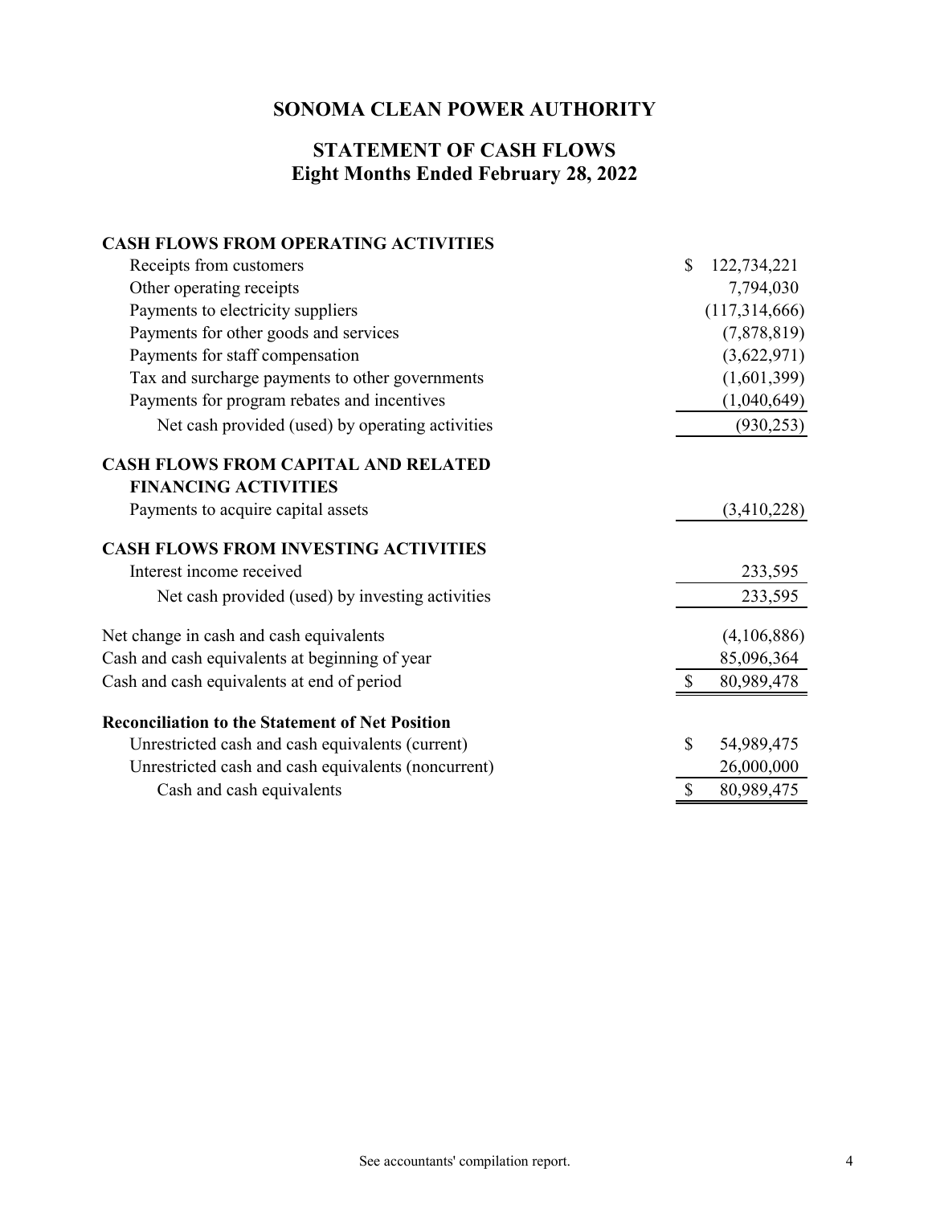# SONOMA CLEAN POWER AUTHORITY

## STATEMENT OF CASH FLOWS
## Eight Months Ended February 28, 2022

| | |
|---|---|
| **CASH FLOWS FROM OPERATING ACTIVITIES** | |
| Receipts from customers | $ 122,734,221 |
| Other operating receipts | 7,794,030 |
| Payments to electricity suppliers | (117,314,666) |
| Payments for other goods and services | (7,878,819) |
| Payments for staff compensation | (3,622,971) |
| Tax and surcharge payments to other governments | (1,601,399) |
| Payments for program rebates and incentives | (1,040,649) |
| Net cash provided (used) by operating activities | (930,253) |
| **CASH FLOWS FROM CAPITAL AND RELATED FINANCING ACTIVITIES** | |
| Payments to acquire capital assets | (3,410,228) |
| **CASH FLOWS FROM INVESTING ACTIVITIES** | |
| Interest income received | 233,595 |
| Net cash provided (used) by investing activities | 233,595 |
| Net change in cash and cash equivalents | (4,106,886) |
| Cash and cash equivalents at beginning of year | 85,096,364 |
| Cash and cash equivalents at end of period | $ 80,989,478 |
| **Reconciliation to the Statement of Net Position** | |
| Unrestricted cash and cash equivalents (current) | $ 54,989,475 |
| Unrestricted cash and cash equivalents (noncurrent) | 26,000,000 |
| Cash and cash equivalents | $ 80,989,475 |

See accountants' compilation report.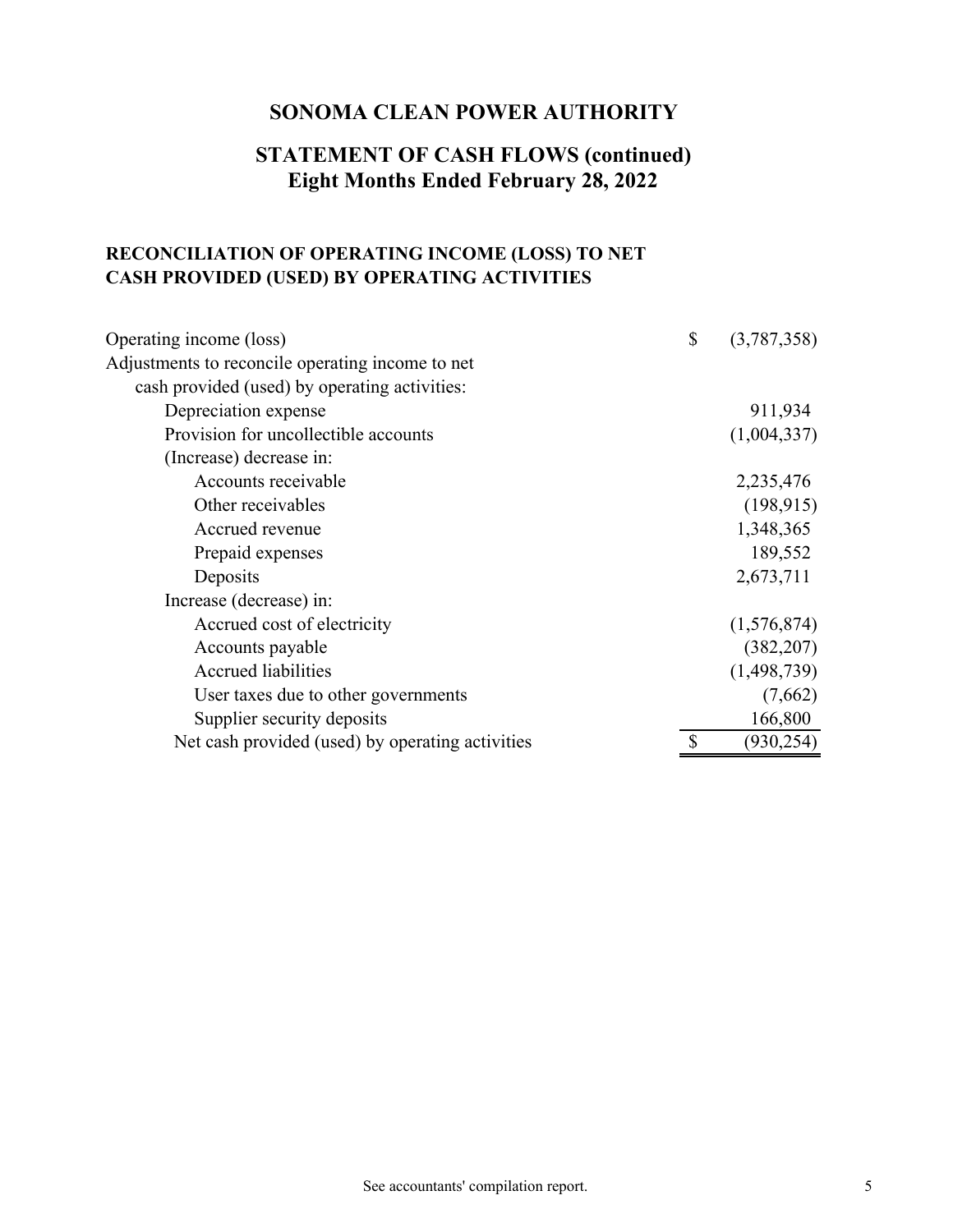# SONOMA CLEAN POWER AUTHORITY

## STATEMENT OF CASH FLOWS (continued)
## Eight Months Ended February 28, 2022

### RECONCILIATION OF OPERATING INCOME (LOSS) TO NET CASH PROVIDED (USED) BY OPERATING ACTIVITIES

| | |
|---|---|
| Operating income (loss) | $ (3,787,358) |
| Adjustments to reconcile operating income to net cash provided (used) by operating activities: | |
| Depreciation expense | 911,934 |
| Provision for uncollectible accounts | (1,004,337) |
| (Increase) decrease in: | |
| Accounts receivable | 2,235,476 |
| Other receivables | (198,915) |
| Accrued revenue | 1,348,365 |
| Prepaid expenses | 189,552 |
| Deposits | 2,673,711 |
| Increase (decrease) in: | |
| Accrued cost of electricity | (1,576,874) |
| Accounts payable | (382,207) |
| Accrued liabilities | (1,498,739) |
| User taxes due to other governments | (7,662) |
| Supplier security deposits | 166,800 |
| Net cash provided (used) by operating activities | $ (930,254) |

See accountants' compilation report.